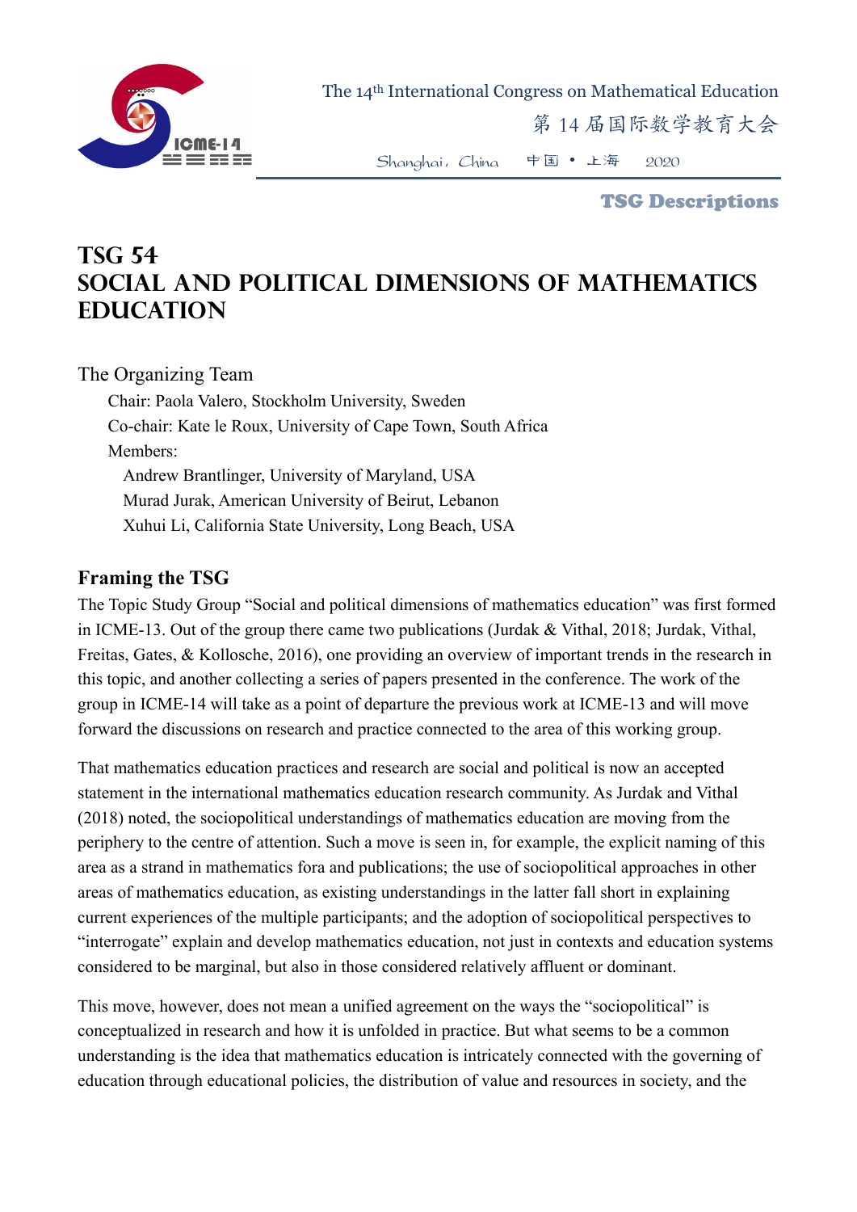# TSG 54
# SOCIAL AND POLITICAL DIMENSIONS OF MATHEMATICS EDUCATION

The Organizing Team

Chair: Paola Valero, Stockholm University, Sweden

Co-chair: Kate le Roux, University of Cape Town, South Africa

Members:

Andrew Brantlinger, University of Maryland, USA

Murad Jurak, American University of Beirut, Lebanon

Xuhui Li, California State University, Long Beach, USA

## Framing the TSG

The Topic Study Group "Social and political dimensions of mathematics education" was first formed in ICME-13. Out of the group there came two publications (Jurdak & Vithal, 2018; Jurdak, Vithal, Freitas, Gates, & Kollosche, 2016), one providing an overview of important trends in the research in this topic, and another collecting a series of papers presented in the conference. The work of the group in ICME-14 will take as a point of departure the previous work at ICME-13 and will move forward the discussions on research and practice connected to the area of this working group.

That mathematics education practices and research are social and political is now an accepted statement in the international mathematics education research community. As Jurdak and Vithal (2018) noted, the sociopolitical understandings of mathematics education are moving from the periphery to the centre of attention. Such a move is seen in, for example, the explicit naming of this area as a strand in mathematics fora and publications; the use of sociopolitical approaches in other areas of mathematics education, as existing understandings in the latter fall short in explaining current experiences of the multiple participants; and the adoption of sociopolitical perspectives to "interrogate" explain and develop mathematics education, not just in contexts and education systems considered to be marginal, but also in those considered relatively affluent or dominant.

This move, however, does not mean a unified agreement on the ways the "sociopolitical" is conceptualized in research and how it is unfolded in practice. But what seems to be a common understanding is the idea that mathematics education is intricately connected with the governing of education through educational policies, the distribution of value and resources in society, and the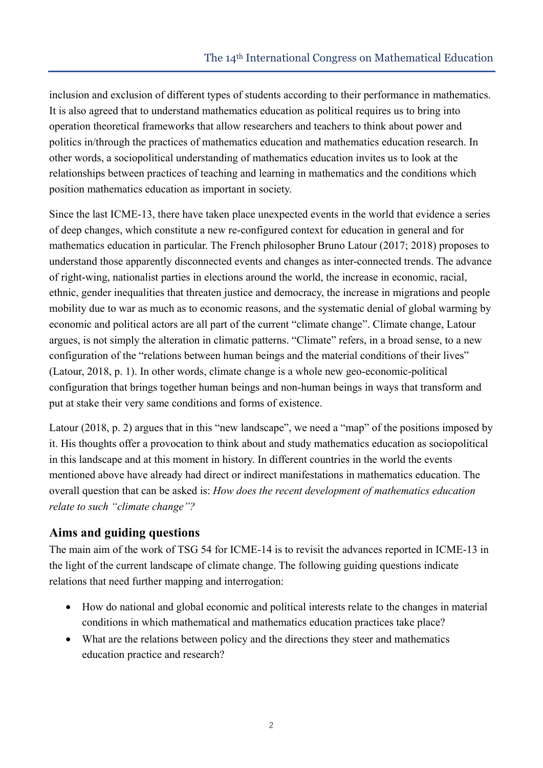inclusion and exclusion of different types of students according to their performance in mathematics. It is also agreed that to understand mathematics education as political requires us to bring into operation theoretical frameworks that allow researchers and teachers to think about power and politics in/through the practices of mathematics education and mathematics education research. In other words, a sociopolitical understanding of mathematics education invites us to look at the relationships between practices of teaching and learning in mathematics and the conditions which position mathematics education as important in society.

Since the last ICME-13, there have taken place unexpected events in the world that evidence a series of deep changes, which constitute a new re-configured context for education in general and for mathematics education in particular. The French philosopher Bruno Latour (2017; 2018) proposes to understand those apparently disconnected events and changes as inter-connected trends. The advance of right-wing, nationalist parties in elections around the world, the increase in economic, racial, ethnic, gender inequalities that threaten justice and democracy, the increase in migrations and people mobility due to war as much as to economic reasons, and the systematic denial of global warming by economic and political actors are all part of the current "climate change". Climate change, Latour argues, is not simply the alteration in climatic patterns. "Climate" refers, in a broad sense, to a new configuration of the "relations between human beings and the material conditions of their lives" (Latour, 2018, p. 1). In other words, climate change is a whole new geo-economic-political configuration that brings together human beings and non-human beings in ways that transform and put at stake their very same conditions and forms of existence.

Latour (2018, p. 2) argues that in this "new landscape", we need a "map" of the positions imposed by it. His thoughts offer a provocation to think about and study mathematics education as sociopolitical in this landscape and at this moment in history. In different countries in the world the events mentioned above have already had direct or indirect manifestations in mathematics education. The overall question that can be asked is: *How does the recent development of mathematics education relate to such "climate change"?*

## Aims and guiding questions

The main aim of the work of TSG 54 for ICME-14 is to revisit the advances reported in ICME-13 in the light of the current landscape of climate change. The following guiding questions indicate relations that need further mapping and interrogation:

- How do national and global economic and political interests relate to the changes in material conditions in which mathematical and mathematics education practices take place?
- What are the relations between policy and the directions they steer and mathematics education practice and research?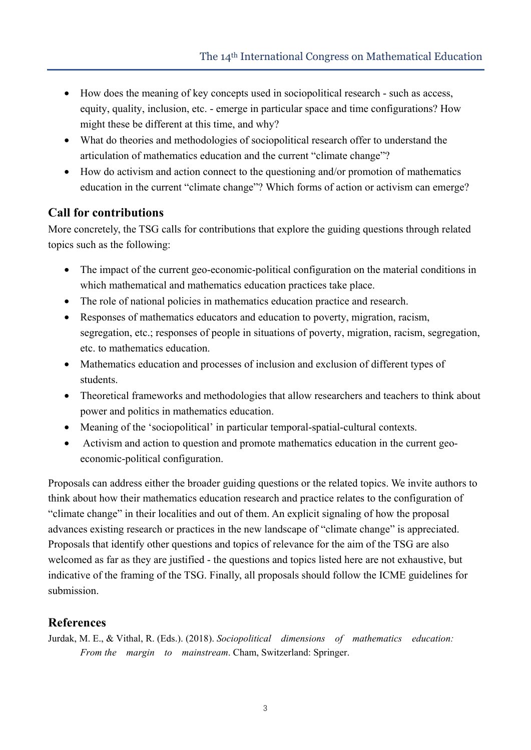- How does the meaning of key concepts used in sociopolitical research - such as access, equity, quality, inclusion, etc. - emerge in particular space and time configurations? How might these be different at this time, and why?
- What do theories and methodologies of sociopolitical research offer to understand the articulation of mathematics education and the current “climate change”?
- How do activism and action connect to the questioning and/or promotion of mathematics education in the current “climate change”? Which forms of action or activism can emerge?

## Call for contributions

More concretely, the TSG calls for contributions that explore the guiding questions through related topics such as the following:

- The impact of the current geo-economic-political configuration on the material conditions in which mathematical and mathematics education practices take place.
- The role of national policies in mathematics education practice and research.
- Responses of mathematics educators and education to poverty, migration, racism, segregation, etc.; responses of people in situations of poverty, migration, racism, segregation, etc. to mathematics education.
- Mathematics education and processes of inclusion and exclusion of different types of students.
- Theoretical frameworks and methodologies that allow researchers and teachers to think about power and politics in mathematics education.
- Meaning of the ‘sociopolitical’ in particular temporal-spatial-cultural contexts.
- Activism and action to question and promote mathematics education in the current geo-economic-political configuration.

Proposals can address either the broader guiding questions or the related topics. We invite authors to think about how their mathematics education research and practice relates to the configuration of “climate change” in their localities and out of them. An explicit signaling of how the proposal advances existing research or practices in the new landscape of “climate change” is appreciated. Proposals that identify other questions and topics of relevance for the aim of the TSG are also welcomed as far as they are justified - the questions and topics listed here are not exhaustive, but indicative of the framing of the TSG. Finally, all proposals should follow the ICME guidelines for submission.

## References

Jurdak, M. E., & Vithal, R. (Eds.). (2018). *Sociopolitical dimensions of mathematics education: From the margin to mainstream*. Cham, Switzerland: Springer.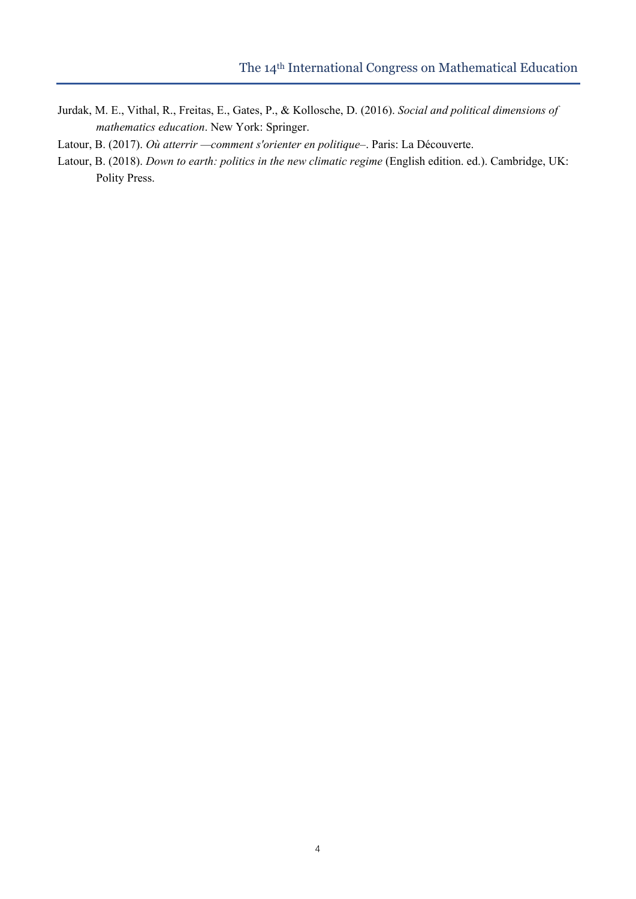Jurdak, M. E., Vithal, R., Freitas, E., Gates, P., & Kollosche, D. (2016). *Social and political dimensions of mathematics education*. New York: Springer.

Latour, B. (2017). *Où atterrir —comment s'orienter en politique–*. Paris: La Découverte.

Latour, B. (2018). *Down to earth: politics in the new climatic regime* (English edition. ed.). Cambridge, UK: Polity Press.